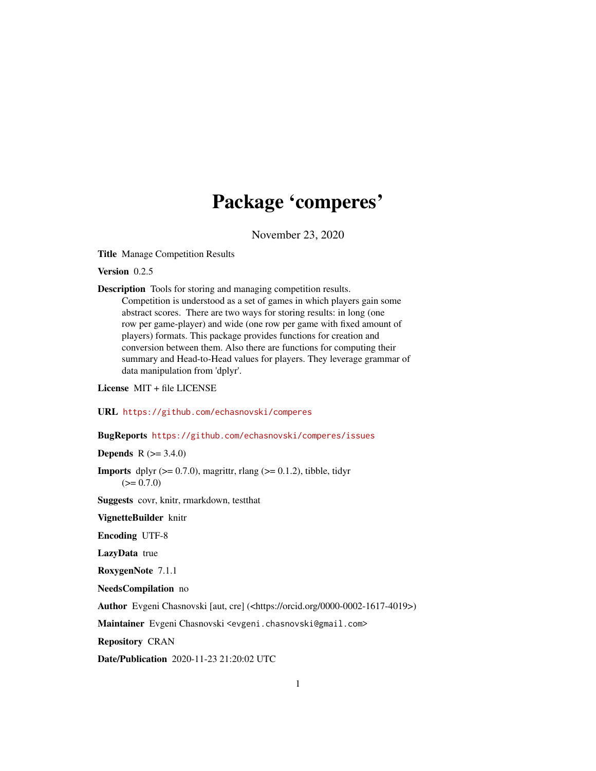# Package 'comperes'

November 23, 2020

**Title** Manage Competition Results

**Version** 0.2.5

**Description** Tools for storing and managing competition results.
Competition is understood as a set of games in which players gain some abstract scores. There are two ways for storing results: in long (one row per game-player) and wide (one row per game with fixed amount of players) formats. This package provides functions for creation and conversion between them. Also there are functions for computing their summary and Head-to-Head values for players. They leverage grammar of data manipulation from 'dplyr'.

**License** MIT + file LICENSE

**URL** https://github.com/echasnovski/comperes

**BugReports** https://github.com/echasnovski/comperes/issues

**Depends** R (>= 3.4.0)

**Imports** dplyr (>= 0.7.0), magrittr, rlang (>= 0.1.2), tibble, tidyr (>= 0.7.0)

**Suggests** covr, knitr, rmarkdown, testthat

**VignetteBuilder** knitr

**Encoding** UTF-8

**LazyData** true

**RoxygenNote** 7.1.1

**NeedsCompilation** no

**Author** Evgeni Chasnovski [aut, cre] (<https://orcid.org/0000-0002-1617-4019>)

**Maintainer** Evgeni Chasnovski <evgeni.chasnovski@gmail.com>

**Repository** CRAN

**Date/Publication** 2020-11-23 21:20:02 UTC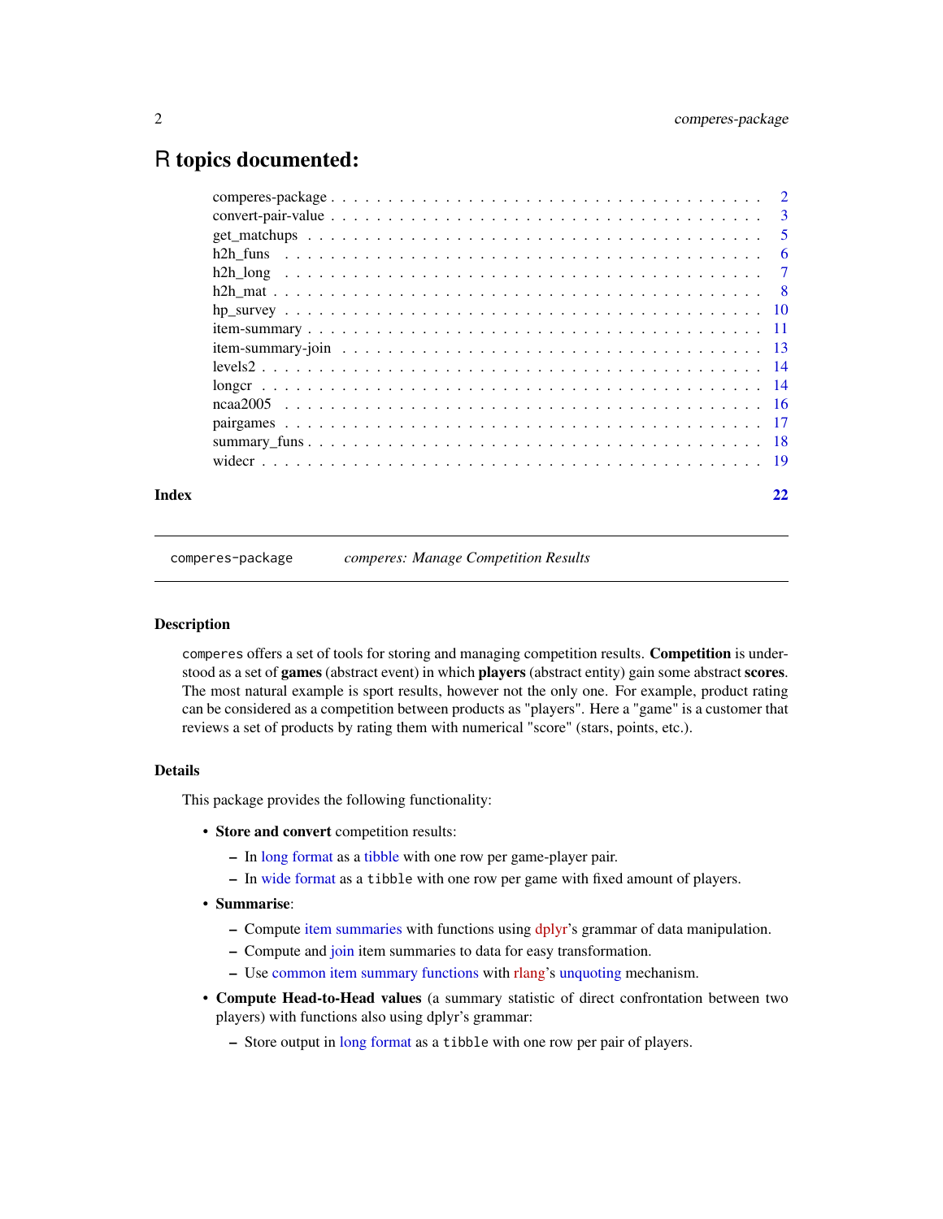# R topics documented:

| | |
|---|---|
| comperes-package | 2 |
| convert-pair-value | 3 |
| get_matchups | 5 |
| h2h_funs | 6 |
| h2h_long | 7 |
| h2h_mat | 8 |
| hp_survey | 10 |
| item-summary | 11 |
| item-summary-join | 13 |
| levels2 | 14 |
| longcr | 14 |
| ncaa2005 | 16 |
| pairgames | 17 |
| summary_funs | 18 |
| widecr | 19 |
| **Index** | **22** |

---

`comperes-package` *comperes: Manage Competition Results*

---

## Description

`comperes` offers a set of tools for storing and managing competition results. **Competition** is understood as a set of **games** (abstract event) in which **players** (abstract entity) gain some abstract **scores**. The most natural example is sport results, however not the only one. For example, product rating can be considered as a competition between products as "players". Here a "game" is a customer that reviews a set of products by rating them with numerical "score" (stars, points, etc.).

## Details

This package provides the following functionality:

- **Store and convert** competition results:
  - In long format as a tibble with one row per game-player pair.
  - In wide format as a `tibble` with one row per game with fixed amount of players.
- **Summarise**:
  - Compute item summaries with functions using dplyr's grammar of data manipulation.
  - Compute and join item summaries to data for easy transformation.
  - Use common item summary functions with rlang's unquoting mechanism.
- **Compute Head-to-Head values** (a summary statistic of direct confrontation between two players) with functions also using dplyr's grammar:
  - Store output in long format as a `tibble` with one row per pair of players.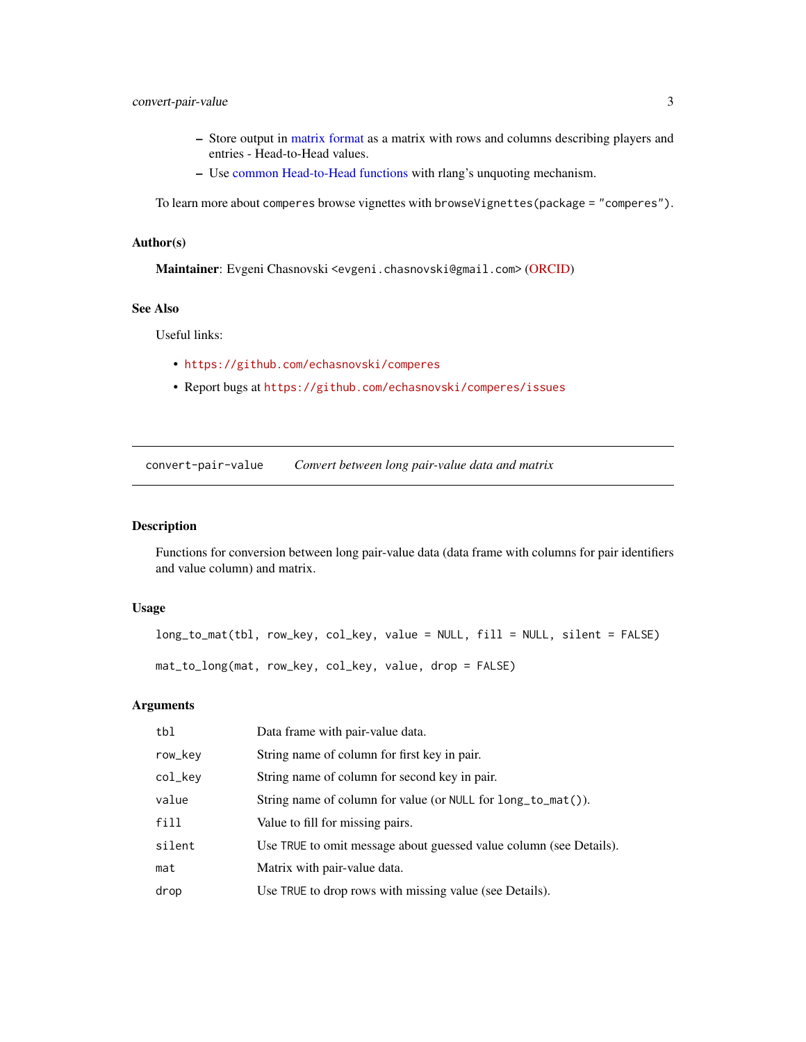- Store output in matrix format as a matrix with rows and columns describing players and entries - Head-to-Head values.
   - Use common Head-to-Head functions with rlang's unquoting mechanism.

To learn more about `comperes` browse vignettes with `browseVignettes(package = "comperes")`.

### Author(s)

**Maintainer**: Evgeni Chasnovski `<evgeni.chasnovski@gmail.com>` (ORCID)

### See Also

Useful links:

- `https://github.com/echasnovski/comperes`
- Report bugs at `https://github.com/echasnovski/comperes/issues`

---

## convert-pair-value — *Convert between long pair-value data and matrix*

### Description

Functions for conversion between long pair-value data (data frame with columns for pair identifiers and value column) and matrix.

### Usage

```
long_to_mat(tbl, row_key, col_key, value = NULL, fill = NULL, silent = FALSE)

mat_to_long(mat, row_key, col_key, value, drop = FALSE)
```

### Arguments

| | |
|---|---|
| `tbl` | Data frame with pair-value data. |
| `row_key` | String name of column for first key in pair. |
| `col_key` | String name of column for second key in pair. |
| `value` | String name of column for value (or `NULL` for `long_to_mat()`). |
| `fill` | Value to fill for missing pairs. |
| `silent` | Use `TRUE` to omit message about guessed value column (see Details). |
| `mat` | Matrix with pair-value data. |
| `drop` | Use `TRUE` to drop rows with missing value (see Details). |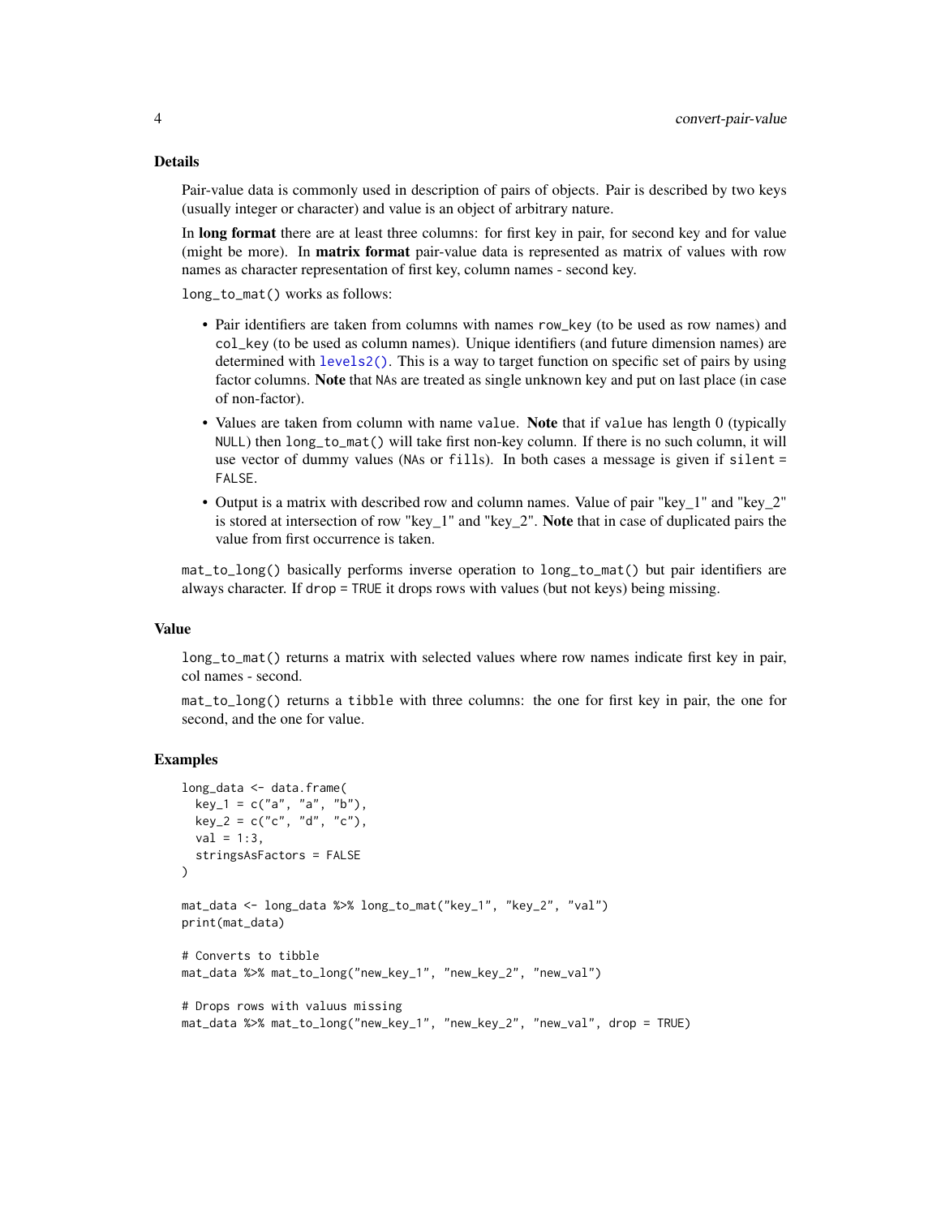## Details

Pair-value data is commonly used in description of pairs of objects. Pair is described by two keys (usually integer or character) and value is an object of arbitrary nature.

In **long format** there are at least three columns: for first key in pair, for second key and for value (might be more). In **matrix format** pair-value data is represented as matrix of values with row names as character representation of first key, column names - second key.

`long_to_mat()` works as follows:

- Pair identifiers are taken from columns with names `row_key` (to be used as row names) and `col_key` (to be used as column names). Unique identifiers (and future dimension names) are determined with `levels2()`. This is a way to target function on specific set of pairs by using factor columns. **Note** that `NA`s are treated as single unknown key and put on last place (in case of non-factor).
- Values are taken from column with name `value`. **Note** that if `value` has length 0 (typically `NULL`) then `long_to_mat()` will take first non-key column. If there is no such column, it will use vector of dummy values (`NA`s or `fill`s). In both cases a message is given if `silent = FALSE`.
- Output is a matrix with described row and column names. Value of pair "key_1" and "key_2" is stored at intersection of row "key_1" and "key_2". **Note** that in case of duplicated pairs the value from first occurrence is taken.

`mat_to_long()` basically performs inverse operation to `long_to_mat()` but pair identifiers are always character. If `drop = TRUE` it drops rows with values (but not keys) being missing.

## Value

`long_to_mat()` returns a matrix with selected values where row names indicate first key in pair, col names - second.

`mat_to_long()` returns a `tibble` with three columns: the one for first key in pair, the one for second, and the one for value.

## Examples

```
long_data <- data.frame(
  key_1 = c("a", "a", "b"),
  key_2 = c("c", "d", "c"),
  val = 1:3,
  stringsAsFactors = FALSE
)

mat_data <- long_data %>% long_to_mat("key_1", "key_2", "val")
print(mat_data)

# Converts to tibble
mat_data %>% mat_to_long("new_key_1", "new_key_2", "new_val")

# Drops rows with valuus missing
mat_data %>% mat_to_long("new_key_1", "new_key_2", "new_val", drop = TRUE)
```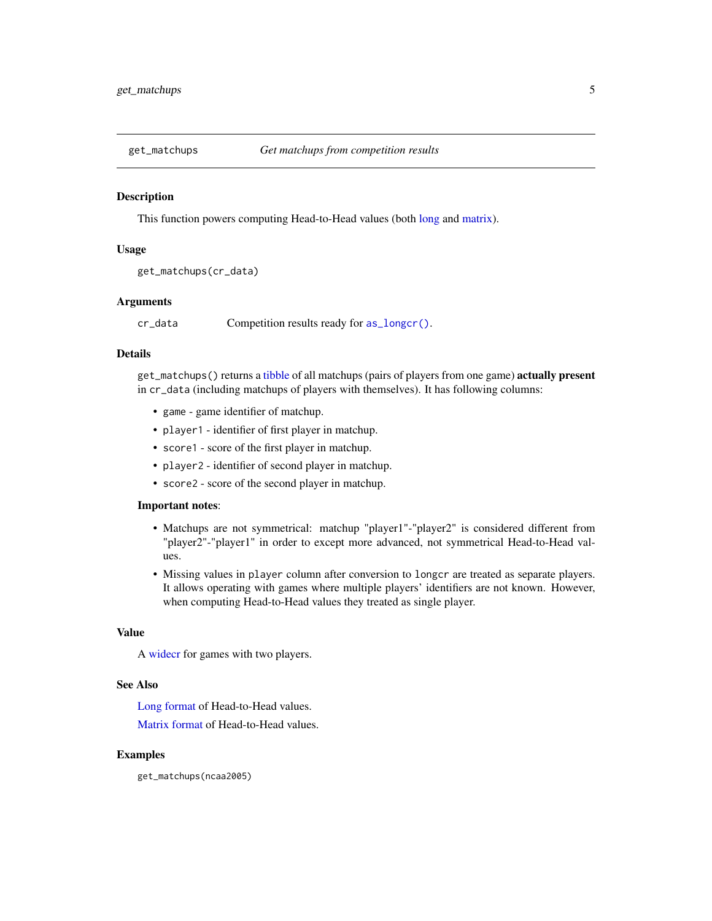## get_matchups — *Get matchups from competition results*

### Description

This function powers computing Head-to-Head values (both long and matrix).

### Usage

```
get_matchups(cr_data)
```

### Arguments

| | |
|---|---|
| `cr_data` | Competition results ready for `as_longcr()`. |

### Details

`get_matchups()` returns a tibble of all matchups (pairs of players from one game) **actually present** in `cr_data` (including matchups of players with themselves). It has following columns:

- `game` - game identifier of matchup.
- `player1` - identifier of first player in matchup.
- `score1` - score of the first player in matchup.
- `player2` - identifier of second player in matchup.
- `score2` - score of the second player in matchup.

**Important notes**:

- Matchups are not symmetrical: matchup "player1"-"player2" is considered different from "player2"-"player1" in order to except more advanced, not symmetrical Head-to-Head values.
- Missing values in `player` column after conversion to `longcr` are treated as separate players. It allows operating with games where multiple players' identifiers are not known. However, when computing Head-to-Head values they treated as single player.

### Value

A widecr for games with two players.

### See Also

Long format of Head-to-Head values.

Matrix format of Head-to-Head values.

### Examples

```
get_matchups(ncaa2005)
```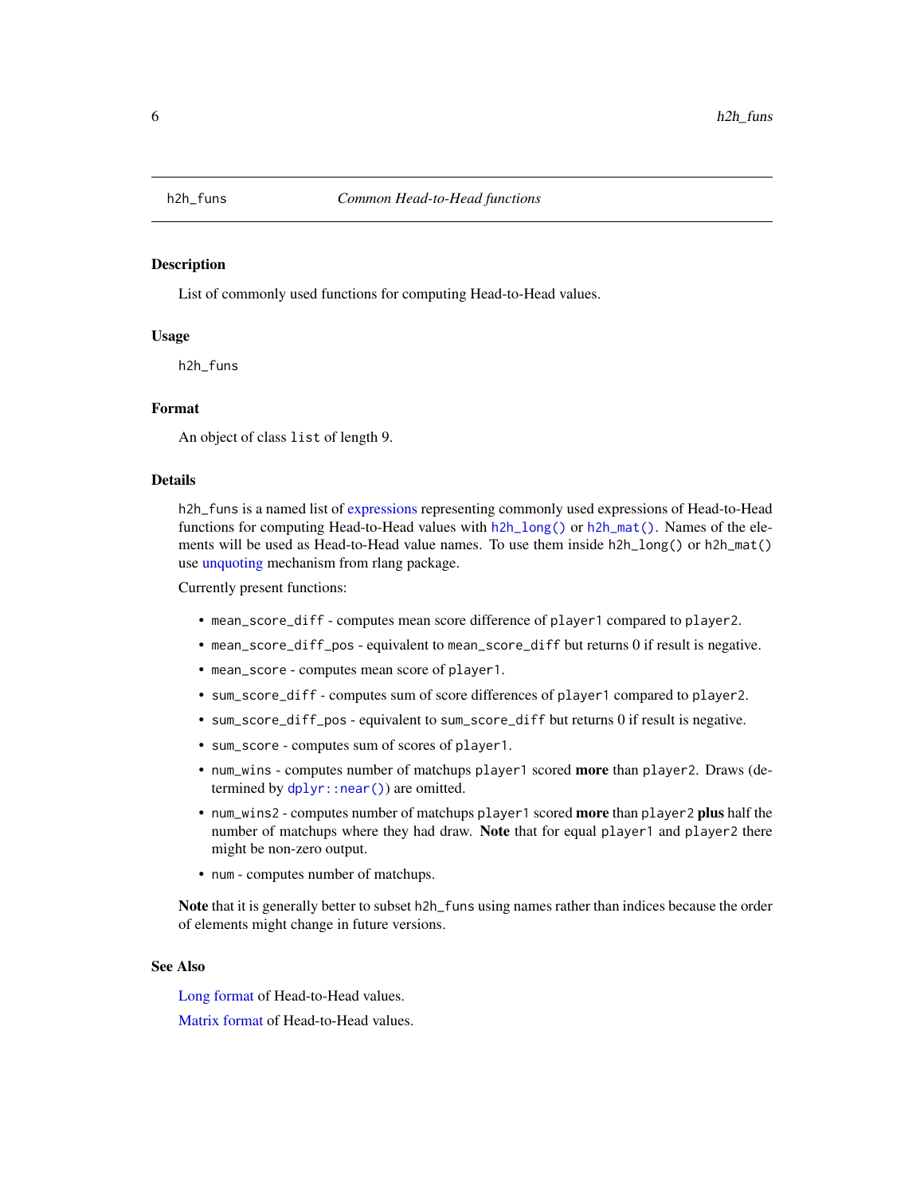`h2h_funs` *Common Head-to-Head functions*

## Description

List of commonly used functions for computing Head-to-Head values.

## Usage

```
h2h_funs
```

## Format

An object of class `list` of length 9.

## Details

`h2h_funs` is a named list of expressions representing commonly used expressions of Head-to-Head functions for computing Head-to-Head values with `h2h_long()` or `h2h_mat()`. Names of the elements will be used as Head-to-Head value names. To use them inside `h2h_long()` or `h2h_mat()` use unquoting mechanism from rlang package.

Currently present functions:

- `mean_score_diff` - computes mean score difference of `player1` compared to `player2`.
- `mean_score_diff_pos` - equivalent to `mean_score_diff` but returns 0 if result is negative.
- `mean_score` - computes mean score of `player1`.
- `sum_score_diff` - computes sum of score differences of `player1` compared to `player2`.
- `sum_score_diff_pos` - equivalent to `sum_score_diff` but returns 0 if result is negative.
- `sum_score` - computes sum of scores of `player1`.
- `num_wins` - computes number of matchups `player1` scored **more** than `player2`. Draws (determined by `dplyr::near()`) are omitted.
- `num_wins2` - computes number of matchups `player1` scored **more** than `player2` **plus** half the number of matchups where they had draw. **Note** that for equal `player1` and `player2` there might be non-zero output.
- `num` - computes number of matchups.

**Note** that it is generally better to subset `h2h_funs` using names rather than indices because the order of elements might change in future versions.

## See Also

Long format of Head-to-Head values.

Matrix format of Head-to-Head values.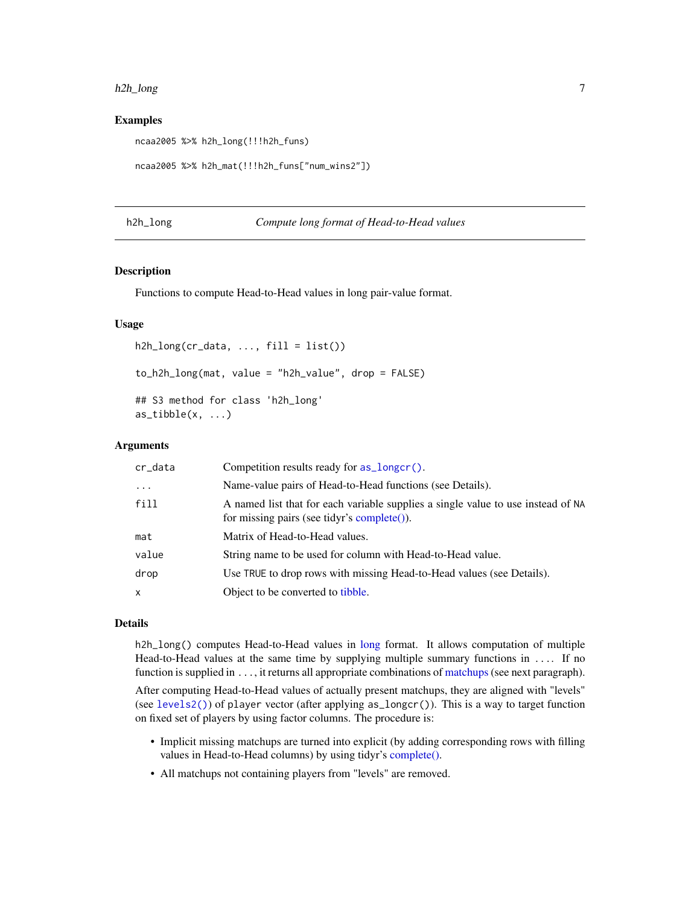## Examples

```
ncaa2005 %>% h2h_long(!!!h2h_funs)

ncaa2005 %>% h2h_mat(!!!h2h_funs["num_wins2"])
```

---

# h2h_long — *Compute long format of Head-to-Head values*

## Description

Functions to compute Head-to-Head values in long pair-value format.

## Usage

```
h2h_long(cr_data, ..., fill = list())

to_h2h_long(mat, value = "h2h_value", drop = FALSE)

## S3 method for class 'h2h_long'
as_tibble(x, ...)
```

## Arguments

| | |
|---|---|
| `cr_data` | Competition results ready for `as_longcr()`. |
| `...` | Name-value pairs of Head-to-Head functions (see Details). |
| `fill` | A named list that for each variable supplies a single value to use instead of `NA` for missing pairs (see tidyr's complete()). |
| `mat` | Matrix of Head-to-Head values. |
| `value` | String name to be used for column with Head-to-Head value. |
| `drop` | Use `TRUE` to drop rows with missing Head-to-Head values (see Details). |
| `x` | Object to be converted to tibble. |

## Details

`h2h_long()` computes Head-to-Head values in long format. It allows computation of multiple Head-to-Head values at the same time by supplying multiple summary functions in `...`. If no function is supplied in `...`, it returns all appropriate combinations of matchups (see next paragraph).

After computing Head-to-Head values of actually present matchups, they are aligned with "levels" (see `levels2()`) of `player` vector (after applying `as_longcr()`). This is a way to target function on fixed set of players by using factor columns. The procedure is:

- Implicit missing matchups are turned into explicit (by adding corresponding rows with filling values in Head-to-Head columns) by using tidyr's complete().
- All matchups not containing players from "levels" are removed.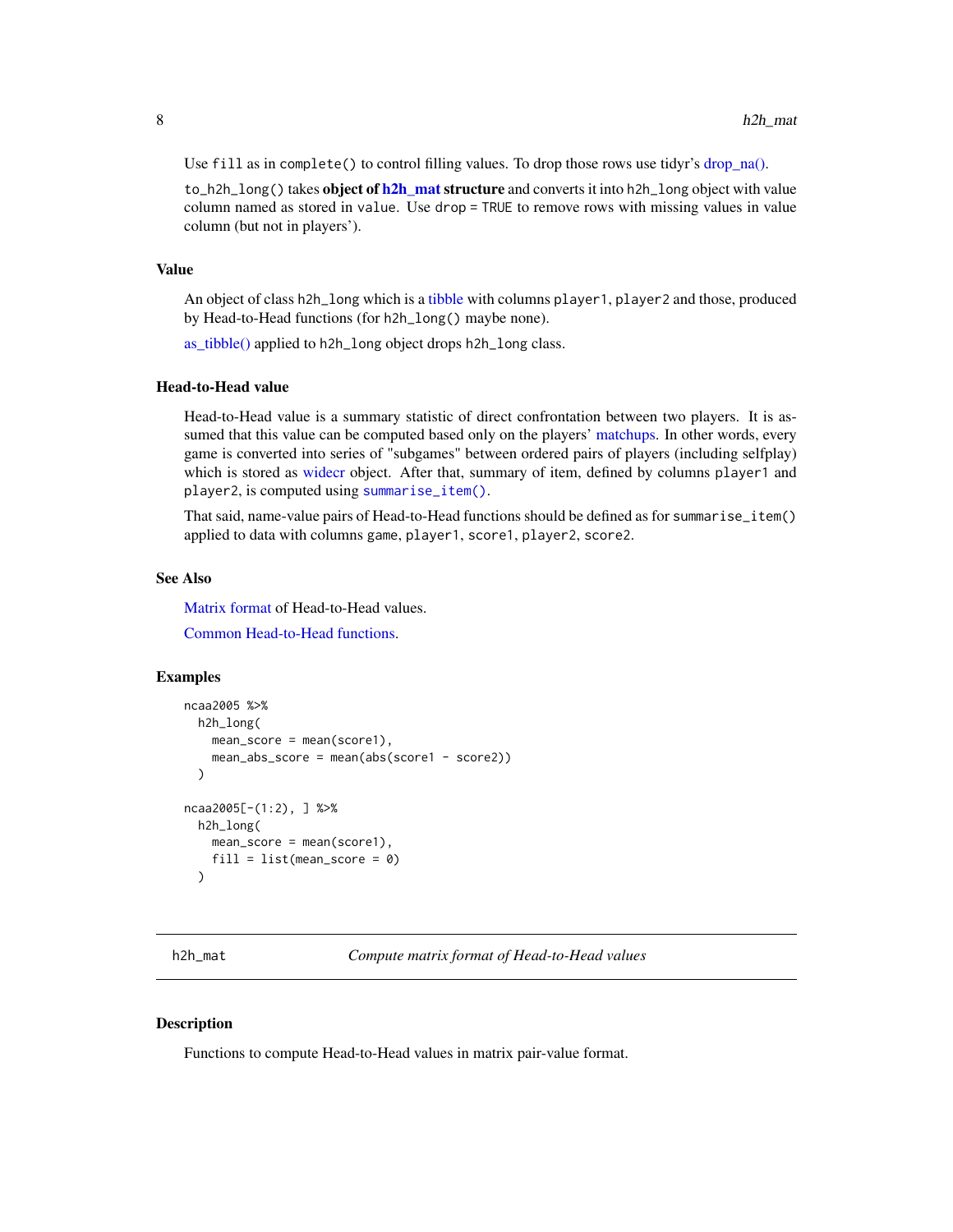Use `fill` as in `complete()` to control filling values. To drop those rows use tidyr's drop_na().

`to_h2h_long()` takes **object of h2h_mat structure** and converts it into `h2h_long` object with value column named as stored in `value`. Use `drop = TRUE` to remove rows with missing values in value column (but not in players').

### Value

An object of class `h2h_long` which is a tibble with columns `player1`, `player2` and those, produced by Head-to-Head functions (for `h2h_long()` maybe none).

as_tibble() applied to `h2h_long` object drops `h2h_long` class.

### Head-to-Head value

Head-to-Head value is a summary statistic of direct confrontation between two players. It is assumed that this value can be computed based only on the players' matchups. In other words, every game is converted into series of "subgames" between ordered pairs of players (including selfplay) which is stored as widecr object. After that, summary of item, defined by columns `player1` and `player2`, is computed using `summarise_item()`.

That said, name-value pairs of Head-to-Head functions should be defined as for `summarise_item()` applied to data with columns `game`, `player1`, `score1`, `player2`, `score2`.

### See Also

Matrix format of Head-to-Head values.

Common Head-to-Head functions.

### Examples

```
ncaa2005 %>%
  h2h_long(
    mean_score = mean(score1),
    mean_abs_score = mean(abs(score1 - score2))
  )

ncaa2005[-(1:2), ] %>%
  h2h_long(
    mean_score = mean(score1),
    fill = list(mean_score = 0)
  )
```

---

## h2h_mat — *Compute matrix format of Head-to-Head values*

### Description

Functions to compute Head-to-Head values in matrix pair-value format.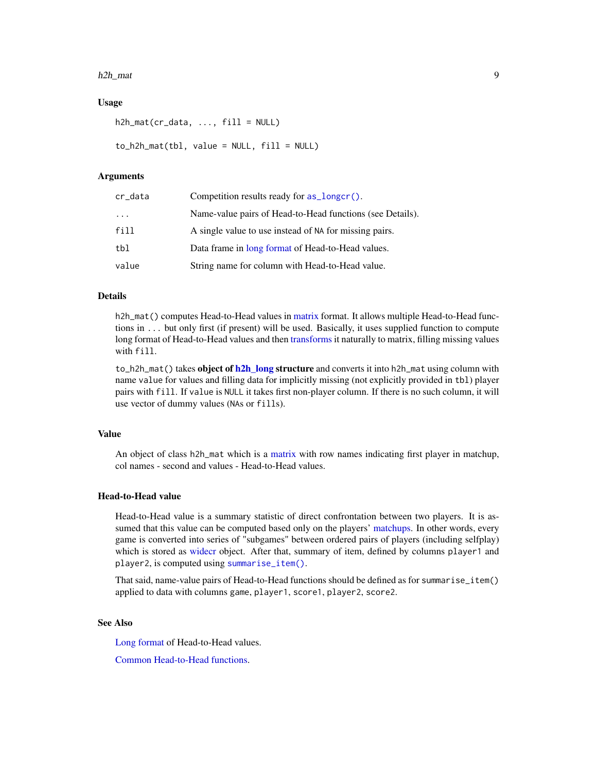### Usage

```
h2h_mat(cr_data, ..., fill = NULL)

to_h2h_mat(tbl, value = NULL, fill = NULL)
```

### Arguments

| | |
|---|---|
| cr_data | Competition results ready for as_longcr(). |
| ... | Name-value pairs of Head-to-Head functions (see Details). |
| fill | A single value to use instead of NA for missing pairs. |
| tbl | Data frame in long format of Head-to-Head values. |
| value | String name for column with Head-to-Head value. |

### Details

h2h_mat() computes Head-to-Head values in matrix format. It allows multiple Head-to-Head functions in ... but only first (if present) will be used. Basically, it uses supplied function to compute long format of Head-to-Head values and then transforms it naturally to matrix, filling missing values with fill.

to_h2h_mat() takes **object of h2h_long structure** and converts it into h2h_mat using column with name value for values and filling data for implicitly missing (not explicitly provided in tbl) player pairs with fill. If value is NULL it takes first non-player column. If there is no such column, it will use vector of dummy values (NAs or fills).

### Value

An object of class h2h_mat which is a matrix with row names indicating first player in matchup, col names - second and values - Head-to-Head values.

### Head-to-Head value

Head-to-Head value is a summary statistic of direct confrontation between two players. It is assumed that this value can be computed based only on the players' matchups. In other words, every game is converted into series of "subgames" between ordered pairs of players (including selfplay) which is stored as widecr object. After that, summary of item, defined by columns player1 and player2, is computed using summarise_item().

That said, name-value pairs of Head-to-Head functions should be defined as for summarise_item() applied to data with columns game, player1, score1, player2, score2.

### See Also

Long format of Head-to-Head values.

Common Head-to-Head functions.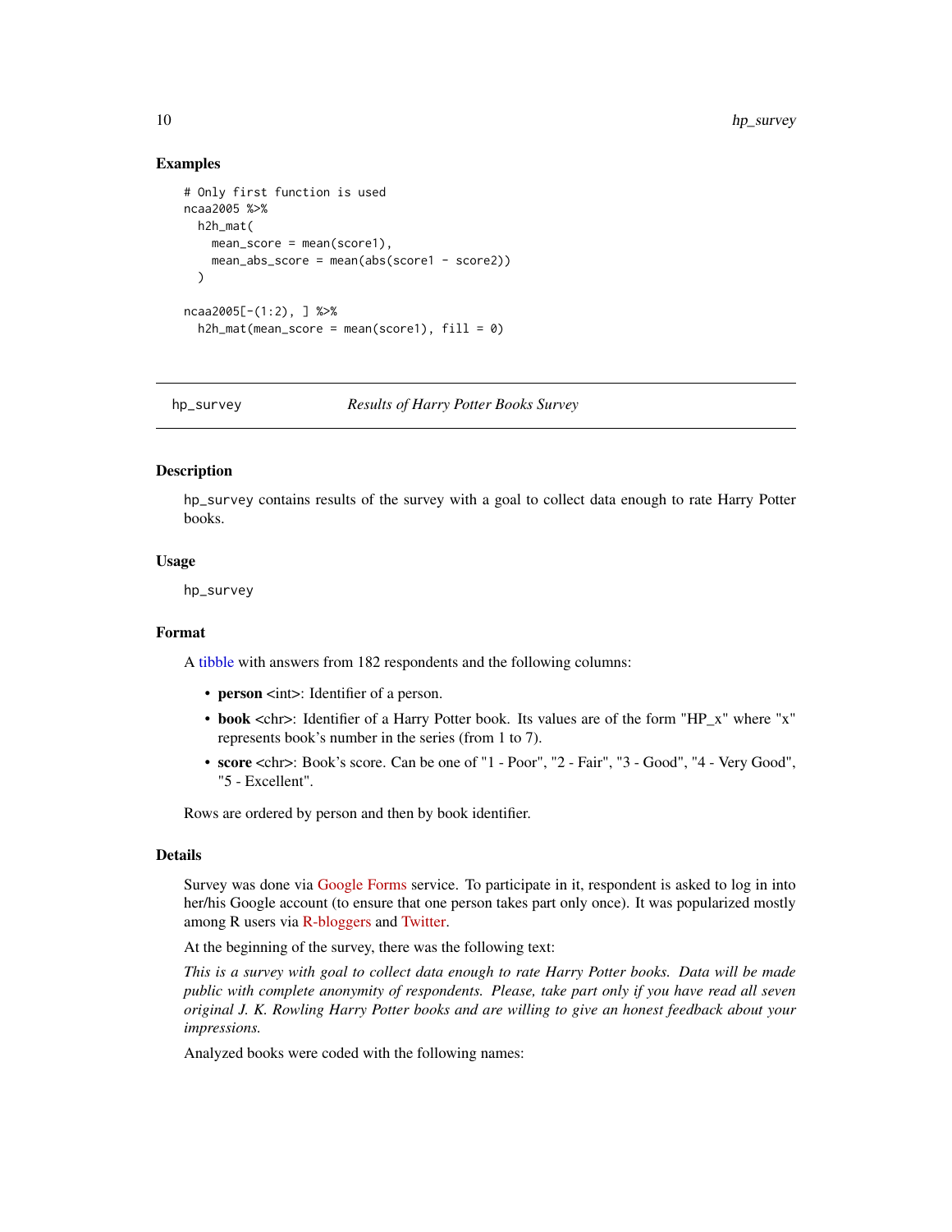## Examples

```
# Only first function is used
ncaa2005 %>%
  h2h_mat(
    mean_score = mean(score1),
    mean_abs_score = mean(abs(score1 - score2))
  )

ncaa2005[-(1:2), ] %>%
  h2h_mat(mean_score = mean(score1), fill = 0)
```

---

`hp_survey` *Results of Harry Potter Books Survey*

---

## Description

`hp_survey` contains results of the survey with a goal to collect data enough to rate Harry Potter books.

## Usage

```
hp_survey
```

## Format

A tibble with answers from 182 respondents and the following columns:

- **person** <int>: Identifier of a person.
- **book** <chr>: Identifier of a Harry Potter book. Its values are of the form "HP_x" where "x" represents book's number in the series (from 1 to 7).
- **score** <chr>: Book's score. Can be one of "1 - Poor", "2 - Fair", "3 - Good", "4 - Very Good", "5 - Excellent".

Rows are ordered by person and then by book identifier.

## Details

Survey was done via Google Forms service. To participate in it, respondent is asked to log in into her/his Google account (to ensure that one person takes part only once). It was popularized mostly among R users via R-bloggers and Twitter.

At the beginning of the survey, there was the following text:

*This is a survey with goal to collect data enough to rate Harry Potter books. Data will be made public with complete anonymity of respondents. Please, take part only if you have read all seven original J. K. Rowling Harry Potter books and are willing to give an honest feedback about your impressions.*

Analyzed books were coded with the following names: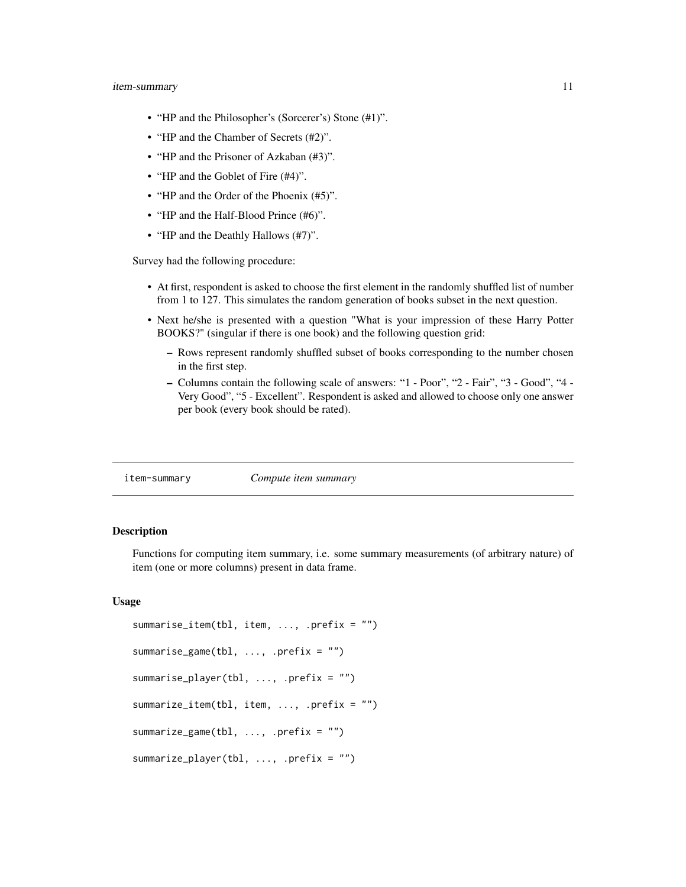- “HP and the Philosopher’s (Sorcerer’s) Stone (#1)”.
- “HP and the Chamber of Secrets (#2)”.
- “HP and the Prisoner of Azkaban (#3)”.
- “HP and the Goblet of Fire (#4)”.
- “HP and the Order of the Phoenix (#5)”.
- “HP and the Half-Blood Prince (#6)”.
- “HP and the Deathly Hallows (#7)”.

Survey had the following procedure:

- At first, respondent is asked to choose the first element in the randomly shuffled list of number from 1 to 127. This simulates the random generation of books subset in the next question.
- Next he/she is presented with a question "What is your impression of these Harry Potter BOOKS?" (singular if there is one book) and the following question grid:
  - Rows represent randomly shuffled subset of books corresponding to the number chosen in the first step.
  - Columns contain the following scale of answers: “1 - Poor”, “2 - Fair”, “3 - Good”, “4 - Very Good”, “5 - Excellent”. Respondent is asked and allowed to choose only one answer per book (every book should be rated).

---

`item-summary` *Compute item summary*

---

### Description

Functions for computing item summary, i.e. some summary measurements (of arbitrary nature) of item (one or more columns) present in data frame.

### Usage

```
summarise_item(tbl, item, ..., .prefix = "")

summarise_game(tbl, ..., .prefix = "")

summarise_player(tbl, ..., .prefix = "")

summarize_item(tbl, item, ..., .prefix = "")

summarize_game(tbl, ..., .prefix = "")

summarize_player(tbl, ..., .prefix = "")
```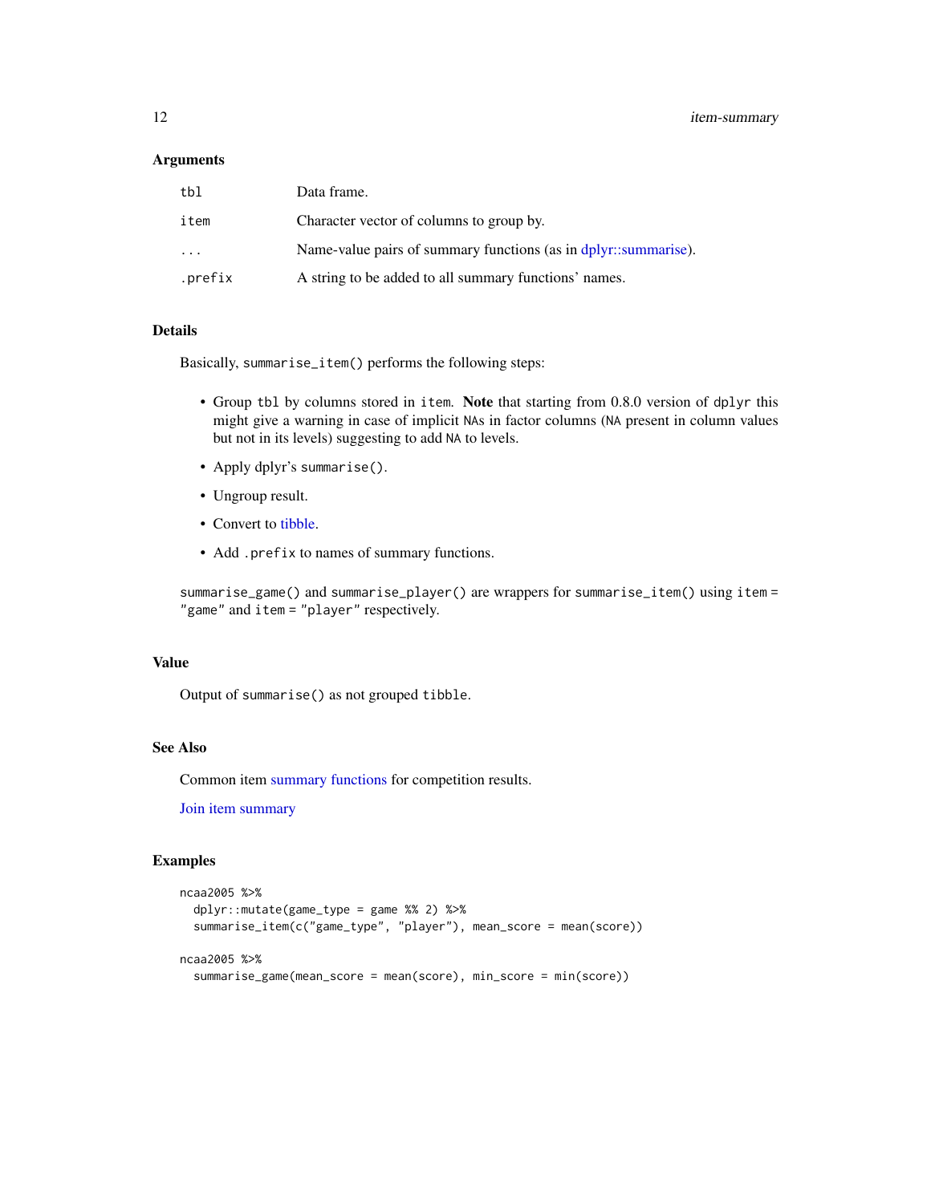### Arguments

| | |
|---|---|
| `tbl` | Data frame. |
| `item` | Character vector of columns to group by. |
| `...` | Name-value pairs of summary functions (as in dplyr::summarise). |
| `.prefix` | A string to be added to all summary functions' names. |

### Details

Basically, `summarise_item()` performs the following steps:

- Group `tbl` by columns stored in `item`. **Note** that starting from 0.8.0 version of `dplyr` this might give a warning in case of implicit `NA`s in factor columns (`NA` present in column values but not in its levels) suggesting to add `NA` to levels.
- Apply dplyr's `summarise()`.
- Ungroup result.
- Convert to tibble.
- Add `.prefix` to names of summary functions.

`summarise_game()` and `summarise_player()` are wrappers for `summarise_item()` using `item = "game"` and `item = "player"` respectively.

### Value

Output of `summarise()` as not grouped `tibble`.

### See Also

Common item summary functions for competition results.

Join item summary

### Examples

```
ncaa2005 %>%
  dplyr::mutate(game_type = game %% 2) %>%
  summarise_item(c("game_type", "player"), mean_score = mean(score))

ncaa2005 %>%
  summarise_game(mean_score = mean(score), min_score = min(score))
```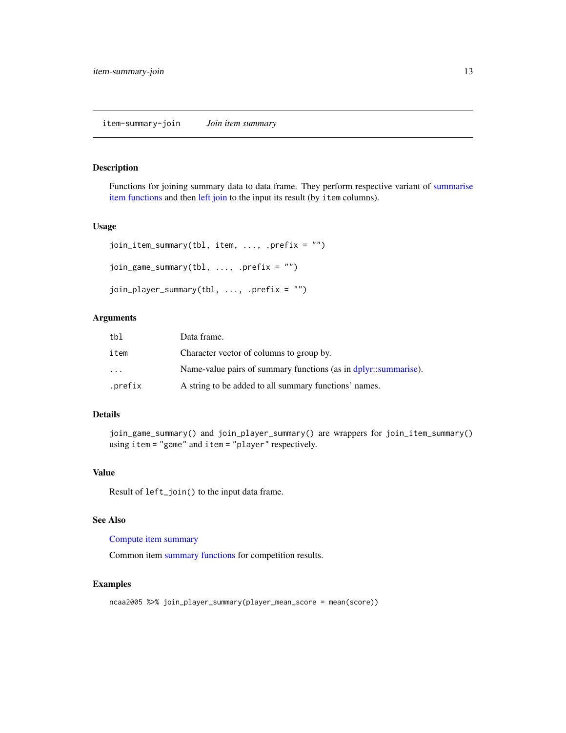# item-summary-join *Join item summary*

## Description

Functions for joining summary data to data frame. They perform respective variant of summarise item functions and then left join to the input its result (by item columns).

## Usage

```
join_item_summary(tbl, item, ..., .prefix = "")

join_game_summary(tbl, ..., .prefix = "")

join_player_summary(tbl, ..., .prefix = "")
```

## Arguments

| | |
|---|---|
| tbl | Data frame. |
| item | Character vector of columns to group by. |
| ... | Name-value pairs of summary functions (as in dplyr::summarise). |
| .prefix | A string to be added to all summary functions' names. |

## Details

`join_game_summary()` and `join_player_summary()` are wrappers for `join_item_summary()` using `item = "game"` and `item = "player"` respectively.

## Value

Result of `left_join()` to the input data frame.

## See Also

Compute item summary

Common item summary functions for competition results.

## Examples

```
ncaa2005 %>% join_player_summary(player_mean_score = mean(score))
```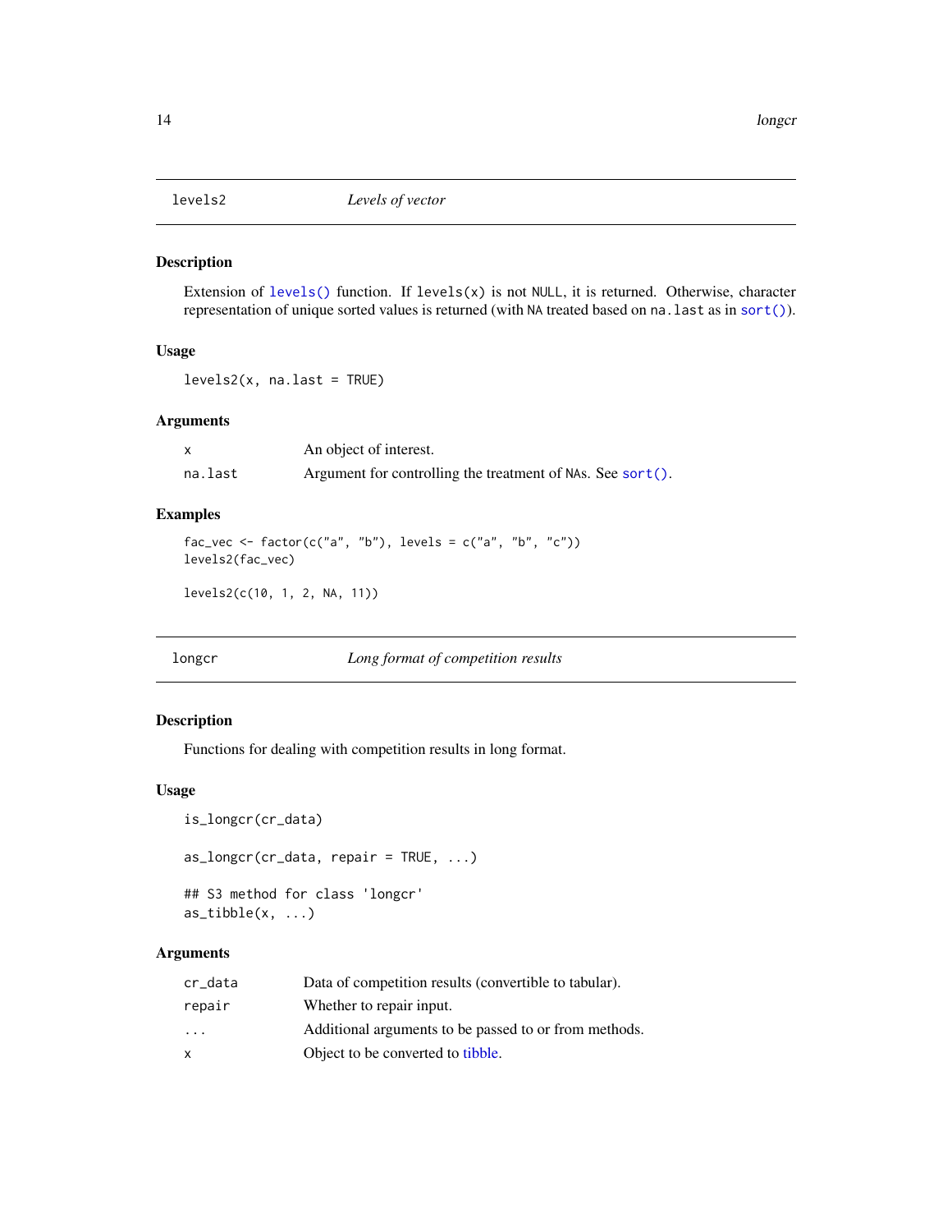## levels2 — *Levels of vector*

### Description

Extension of `levels()` function. If `levels(x)` is not `NULL`, it is returned. Otherwise, character representation of unique sorted values is returned (with `NA` treated based on `na.last` as in `sort()`).

### Usage

```
levels2(x, na.last = TRUE)
```

### Arguments

| | |
|---|---|
| `x` | An object of interest. |
| `na.last` | Argument for controlling the treatment of `NA`s. See `sort()`. |

### Examples

```
fac_vec <- factor(c("a", "b"), levels = c("a", "b", "c"))
levels2(fac_vec)

levels2(c(10, 1, 2, NA, 11))
```

## longcr — *Long format of competition results*

### Description

Functions for dealing with competition results in long format.

### Usage

```
is_longcr(cr_data)

as_longcr(cr_data, repair = TRUE, ...)

## S3 method for class 'longcr'
as_tibble(x, ...)
```

### Arguments

| | |
|---|---|
| `cr_data` | Data of competition results (convertible to tabular). |
| `repair` | Whether to repair input. |
| `...` | Additional arguments to be passed to or from methods. |
| `x` | Object to be converted to tibble. |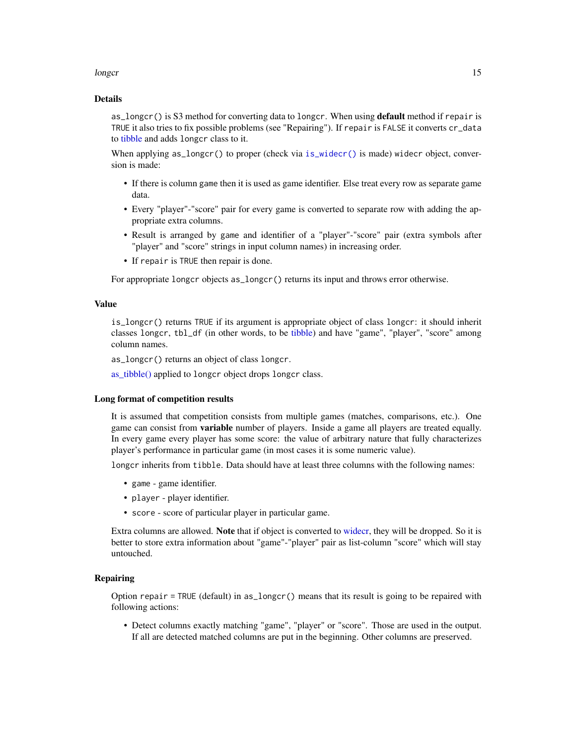## Details

`as_longcr()` is S3 method for converting data to `longcr`. When using **default** method if `repair` is `TRUE` it also tries to fix possible problems (see "Repairing"). If `repair` is `FALSE` it converts `cr_data` to tibble and adds `longcr` class to it.

When applying `as_longcr()` to proper (check via `is_widecr()` is made) `widecr` object, conversion is made:

- If there is column `game` then it is used as game identifier. Else treat every row as separate game data.
- Every "player"-"score" pair for every game is converted to separate row with adding the appropriate extra columns.
- Result is arranged by `game` and identifier of a "player"-"score" pair (extra symbols after "player" and "score" strings in input column names) in increasing order.
- If `repair` is `TRUE` then repair is done.

For appropriate `longcr` objects `as_longcr()` returns its input and throws error otherwise.

## Value

`is_longcr()` returns `TRUE` if its argument is appropriate object of class `longcr`: it should inherit classes `longcr`, `tbl_df` (in other words, to be tibble) and have "game", "player", "score" among column names.

`as_longcr()` returns an object of class `longcr`.

as_tibble() applied to `longcr` object drops `longcr` class.

## Long format of competition results

It is assumed that competition consists from multiple games (matches, comparisons, etc.). One game can consist from **variable** number of players. Inside a game all players are treated equally. In every game every player has some score: the value of arbitrary nature that fully characterizes player's performance in particular game (in most cases it is some numeric value).

`longcr` inherits from `tibble`. Data should have at least three columns with the following names:

- `game` - game identifier.
- `player` - player identifier.
- `score` - score of particular player in particular game.

Extra columns are allowed. **Note** that if object is converted to widecr, they will be dropped. So it is better to store extra information about "game"-"player" pair as list-column "score" which will stay untouched.

## Repairing

Option `repair = TRUE` (default) in `as_longcr()` means that its result is going to be repaired with following actions:

- Detect columns exactly matching "game", "player" or "score". Those are used in the output. If all are detected matched columns are put in the beginning. Other columns are preserved.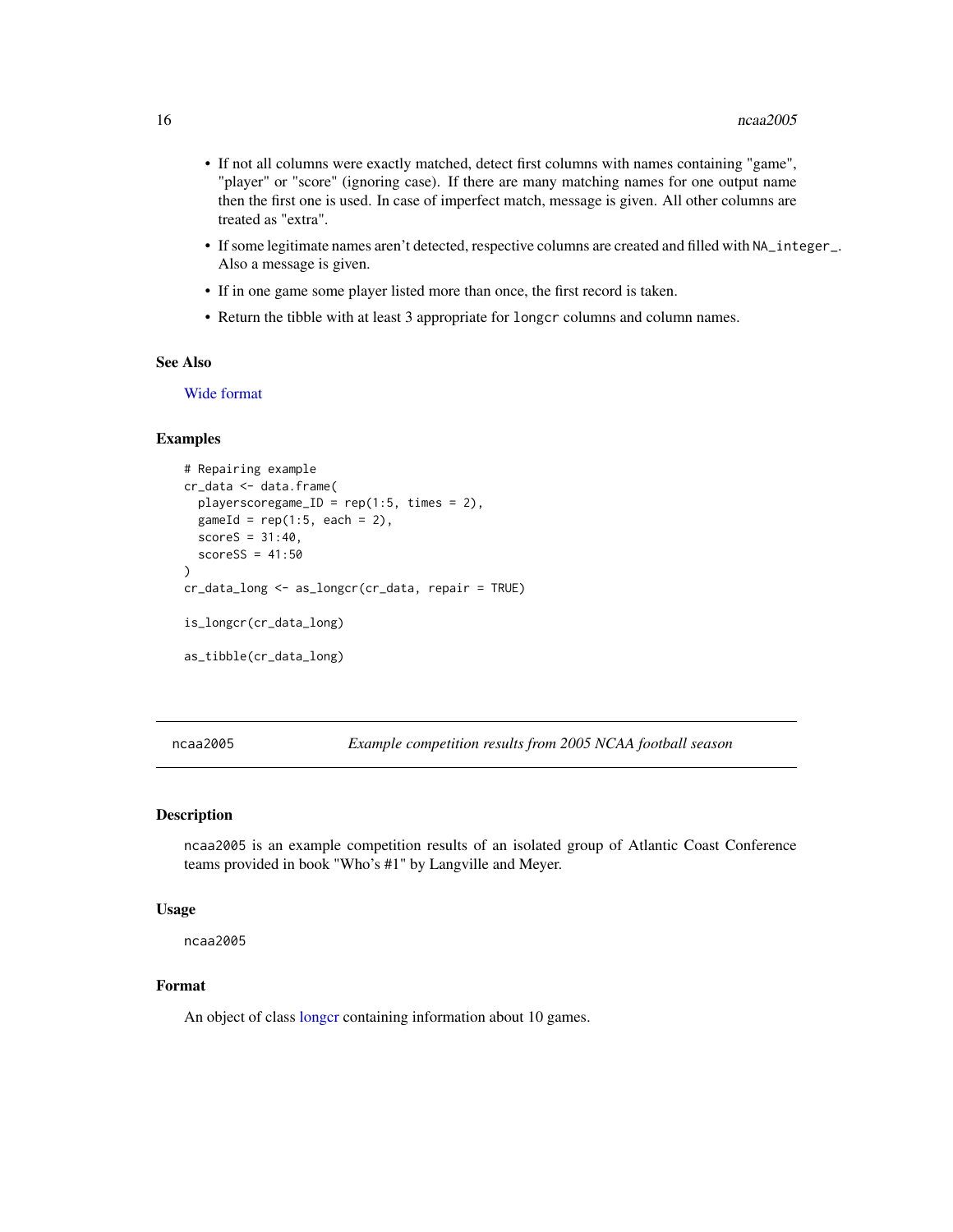- If not all columns were exactly matched, detect first columns with names containing "game", "player" or "score" (ignoring case). If there are many matching names for one output name then the first one is used. In case of imperfect match, message is given. All other columns are treated as "extra".
- If some legitimate names aren't detected, respective columns are created and filled with `NA_integer_`. Also a message is given.
- If in one game some player listed more than once, the first record is taken.
- Return the tibble with at least 3 appropriate for `longcr` columns and column names.

### See Also

Wide format

### Examples

```
# Repairing example
cr_data <- data.frame(
  playerscoregame_ID = rep(1:5, times = 2),
  gameId = rep(1:5, each = 2),
  scoreS = 31:40,
  scoreSS = 41:50
)
cr_data_long <- as_longcr(cr_data, repair = TRUE)

is_longcr(cr_data_long)

as_tibble(cr_data_long)
```

---

## ncaa2005 — *Example competition results from 2005 NCAA football season*

### Description

`ncaa2005` is an example competition results of an isolated group of Atlantic Coast Conference teams provided in book "Who's #1" by Langville and Meyer.

### Usage

```
ncaa2005
```

### Format

An object of class longcr containing information about 10 games.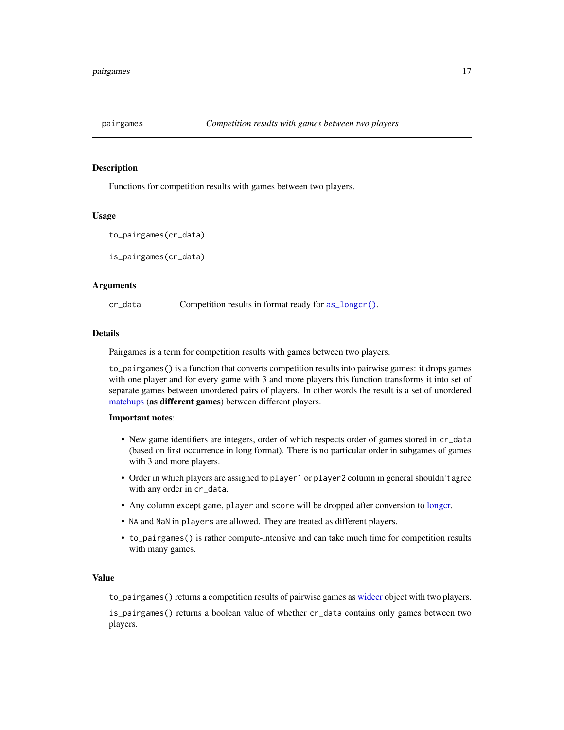# pairgames — *Competition results with games between two players*

## Description

Functions for competition results with games between two players.

## Usage

```
to_pairgames(cr_data)

is_pairgames(cr_data)
```

## Arguments

| | |
|---|---|
| `cr_data` | Competition results in format ready for `as_longcr()`. |

## Details

Pairgames is a term for competition results with games between two players.

`to_pairgames()` is a function that converts competition results into pairwise games: it drops games with one player and for every game with 3 and more players this function transforms it into set of separate games between unordered pairs of players. In other words the result is a set of unordered matchups (**as different games**) between different players.

**Important notes**:

- New game identifiers are integers, order of which respects order of games stored in `cr_data` (based on first occurrence in long format). There is no particular order in subgames of games with 3 and more players.
- Order in which players are assigned to `player1` or `player2` column in general shouldn't agree with any order in `cr_data`.
- Any column except `game`, `player` and `score` will be dropped after conversion to longcr.
- `NA` and `NaN` in `players` are allowed. They are treated as different players.
- `to_pairgames()` is rather compute-intensive and can take much time for competition results with many games.

## Value

`to_pairgames()` returns a competition results of pairwise games as widecr object with two players.

`is_pairgames()` returns a boolean value of whether `cr_data` contains only games between two players.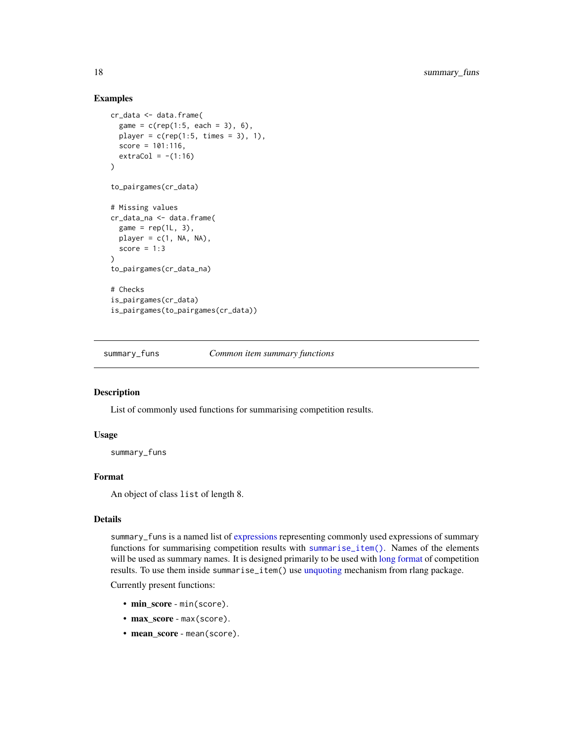### Examples

```
cr_data <- data.frame(
  game = c(rep(1:5, each = 3), 6),
  player = c(rep(1:5, times = 3), 1),
  score = 101:116,
  extraCol = -(1:16)
)

to_pairgames(cr_data)

# Missing values
cr_data_na <- data.frame(
  game = rep(1L, 3),
  player = c(1, NA, NA),
  score = 1:3
)
to_pairgames(cr_data_na)

# Checks
is_pairgames(cr_data)
is_pairgames(to_pairgames(cr_data))
```

---

## summary_funs — *Common item summary functions*

### Description

List of commonly used functions for summarising competition results.

### Usage

```
summary_funs
```

### Format

An object of class `list` of length 8.

### Details

`summary_funs` is a named list of expressions representing commonly used expressions of summary functions for summarising competition results with `summarise_item()`. Names of the elements will be used as summary names. It is designed primarily to be used with long format of competition results. To use them inside `summarise_item()` use unquoting mechanism from rlang package.

Currently present functions:

- **min_score** - `min(score)`.
- **max_score** - `max(score)`.
- **mean_score** - `mean(score)`.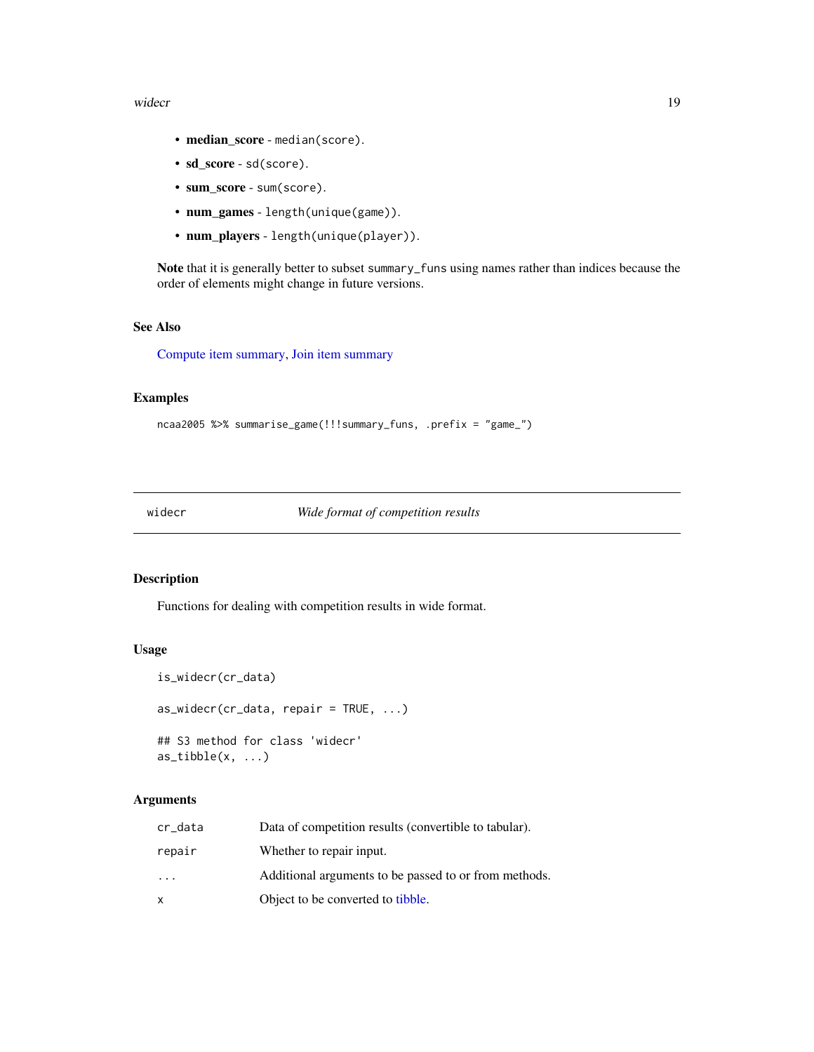- **median_score** - `median(score)`.
- **sd_score** - `sd(score)`.
- **sum_score** - `sum(score)`.
- **num_games** - `length(unique(game))`.
- **num_players** - `length(unique(player))`.

**Note** that it is generally better to subset `summary_funs` using names rather than indices because the order of elements might change in future versions.

### See Also

Compute item summary, Join item summary

### Examples

```
ncaa2005 %>% summarise_game(!!!summary_funs, .prefix = "game_")
```

---

## widecr — *Wide format of competition results*

---

### Description

Functions for dealing with competition results in wide format.

### Usage

```
is_widecr(cr_data)

as_widecr(cr_data, repair = TRUE, ...)

## S3 method for class 'widecr'
as_tibble(x, ...)
```

### Arguments

| | |
|---|---|
| `cr_data` | Data of competition results (convertible to tabular). |
| `repair` | Whether to repair input. |
| `...` | Additional arguments to be passed to or from methods. |
| `x` | Object to be converted to tibble. |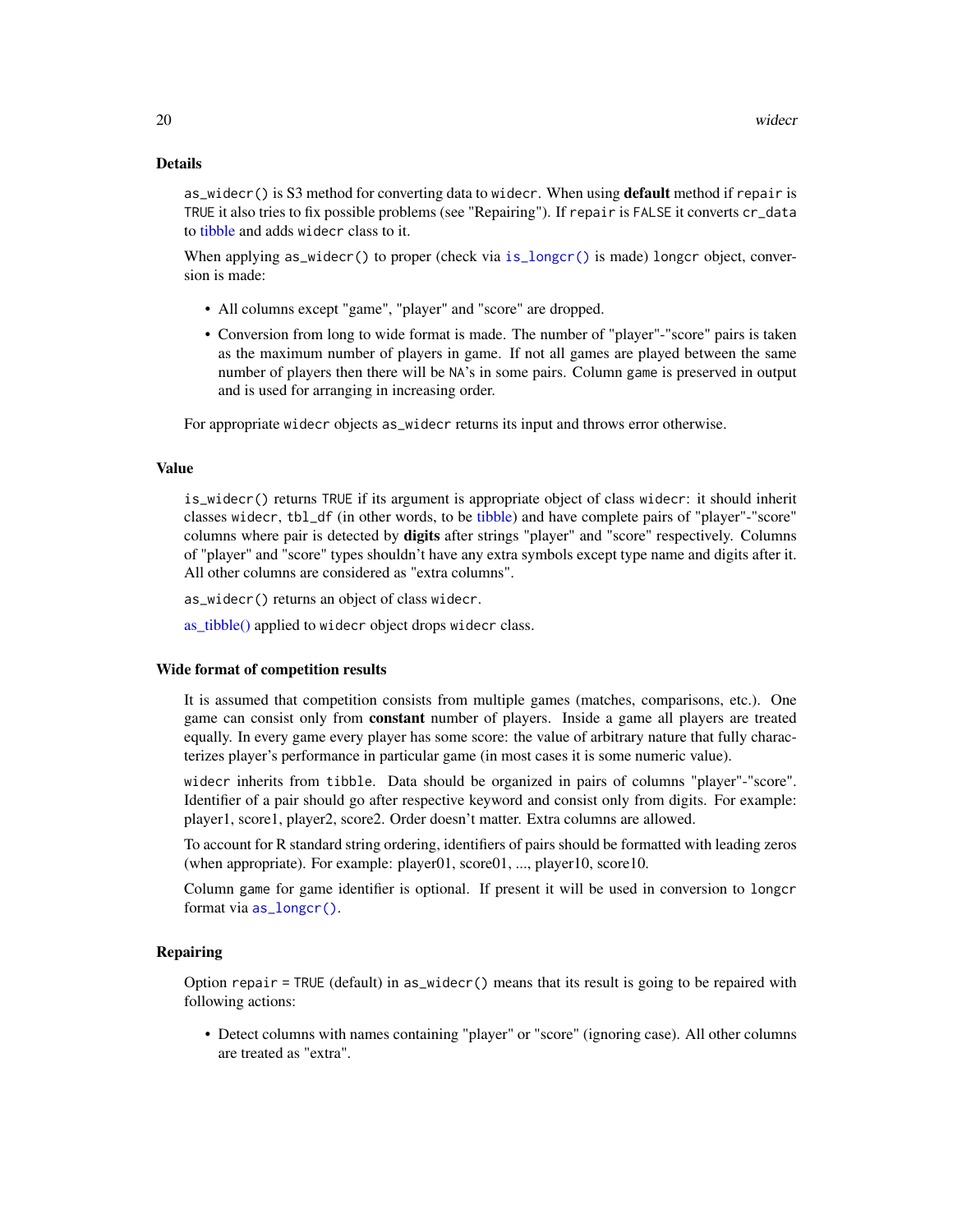### Details

`as_widecr()` is S3 method for converting data to `widecr`. When using **default** method if `repair` is `TRUE` it also tries to fix possible problems (see "Repairing"). If `repair` is `FALSE` it converts `cr_data` to tibble and adds `widecr` class to it.

When applying `as_widecr()` to proper (check via `is_longcr()` is made) `longcr` object, conversion is made:

- All columns except "game", "player" and "score" are dropped.
- Conversion from long to wide format is made. The number of "player"-"score" pairs is taken as the maximum number of players in game. If not all games are played between the same number of players then there will be `NA`'s in some pairs. Column `game` is preserved in output and is used for arranging in increasing order.

For appropriate `widecr` objects `as_widecr` returns its input and throws error otherwise.

### Value

`is_widecr()` returns `TRUE` if its argument is appropriate object of class `widecr`: it should inherit classes `widecr`, `tbl_df` (in other words, to be tibble) and have complete pairs of "player"-"score" columns where pair is detected by **digits** after strings "player" and "score" respectively. Columns of "player" and "score" types shouldn't have any extra symbols except type name and digits after it. All other columns are considered as "extra columns".

`as_widecr()` returns an object of class `widecr`.

as_tibble() applied to `widecr` object drops `widecr` class.

### Wide format of competition results

It is assumed that competition consists from multiple games (matches, comparisons, etc.). One game can consist only from **constant** number of players. Inside a game all players are treated equally. In every game every player has some score: the value of arbitrary nature that fully characterizes player's performance in particular game (in most cases it is some numeric value).

`widecr` inherits from `tibble`. Data should be organized in pairs of columns "player"-"score". Identifier of a pair should go after respective keyword and consist only from digits. For example: player1, score1, player2, score2. Order doesn't matter. Extra columns are allowed.

To account for R standard string ordering, identifiers of pairs should be formatted with leading zeros (when appropriate). For example: player01, score01, ..., player10, score10.

Column `game` for game identifier is optional. If present it will be used in conversion to `longcr` format via `as_longcr()`.

### Repairing

Option `repair = TRUE` (default) in `as_widecr()` means that its result is going to be repaired with following actions:

- Detect columns with names containing "player" or "score" (ignoring case). All other columns are treated as "extra".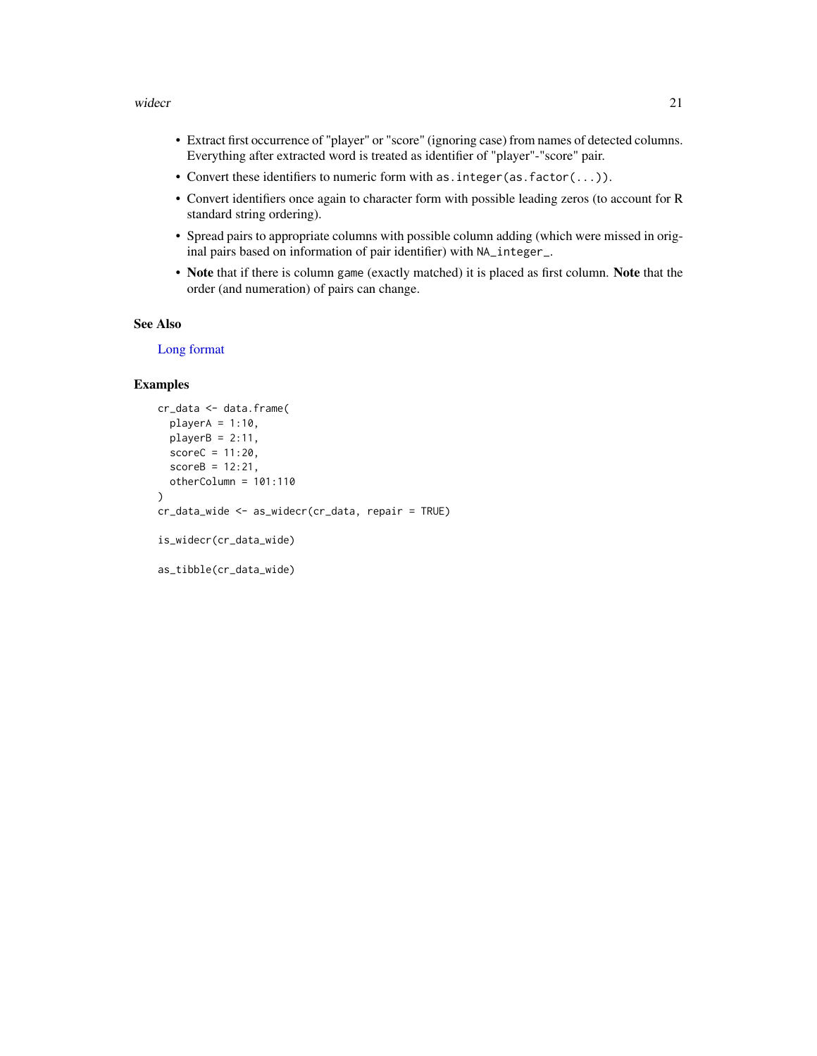- Extract first occurrence of "player" or "score" (ignoring case) from names of detected columns. Everything after extracted word is treated as identifier of "player"-"score" pair.
- Convert these identifiers to numeric form with `as.integer(as.factor(...))`.
- Convert identifiers once again to character form with possible leading zeros (to account for R standard string ordering).
- Spread pairs to appropriate columns with possible column adding (which were missed in original pairs based on information of pair identifier) with `NA_integer_`.
- **Note** that if there is column `game` (exactly matched) it is placed as first column. **Note** that the order (and numeration) of pairs can change.

## See Also

Long format

## Examples

```
cr_data <- data.frame(
  playerA = 1:10,
  playerB = 2:11,
  scoreC = 11:20,
  scoreB = 12:21,
  otherColumn = 101:110
)
cr_data_wide <- as_widecr(cr_data, repair = TRUE)

is_widecr(cr_data_wide)

as_tibble(cr_data_wide)
```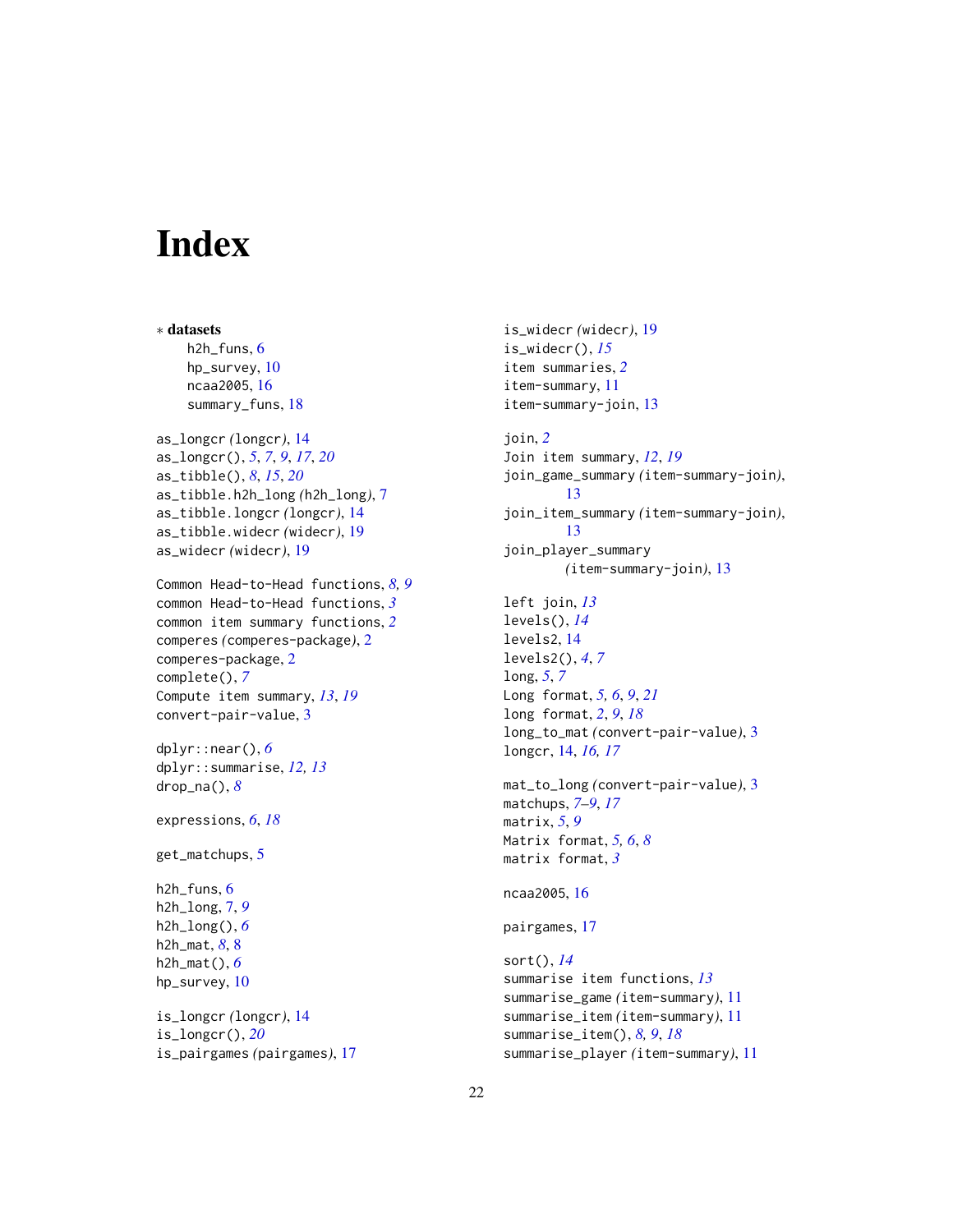# Index

∗ **datasets**
  h2h_funs, 6
  hp_survey, 10
  ncaa2005, 16
  summary_funs, 18

as_longcr (longcr), 14
as_longcr(), *5*, *7*, *9*, *17*, *20*
as_tibble(), *8*, *15*, *20*
as_tibble.h2h_long (h2h_long), 7
as_tibble.longcr (longcr), 14
as_tibble.widecr (widecr), 19
as_widecr (widecr), 19

Common Head-to-Head functions, *8, 9*
common Head-to-Head functions, *3*
common item summary functions, *2*
comperes (comperes-package), 2
comperes-package, 2
complete(), *7*
Compute item summary, *13*, *19*
convert-pair-value, 3

dplyr::near(), *6*
dplyr::summarise, *12, 13*
drop_na(), *8*

expressions, *6*, *18*

get_matchups, 5

h2h_funs, 6
h2h_long, 7, *9*
h2h_long(), *6*
h2h_mat, *8*, 8
h2h_mat(), *6*
hp_survey, 10

is_longcr (longcr), 14
is_longcr(), *20*
is_pairgames (pairgames), 17
is_widecr (widecr), 19
is_widecr(), *15*
item summaries, *2*
item-summary, 11
item-summary-join, 13

join, *2*
Join item summary, *12*, *19*
join_game_summary (item-summary-join), 13
join_item_summary (item-summary-join), 13
join_player_summary (item-summary-join), 13

left join, *13*
levels(), *14*
levels2, 14
levels2(), *4*, *7*
long, *5*, *7*
Long format, *5, 6*, *9*, *21*
long format, *2*, *9*, *18*
long_to_mat (convert-pair-value), 3
longcr, 14, *16, 17*

mat_to_long (convert-pair-value), 3
matchups, *7–9*, *17*
matrix, *5*, *9*
Matrix format, *5, 6*, *8*
matrix format, *3*

ncaa2005, 16

pairgames, 17

sort(), *14*
summarise item functions, *13*
summarise_game (item-summary), 11
summarise_item (item-summary), 11
summarise_item(), *8, 9*, *18*
summarise_player (item-summary), 11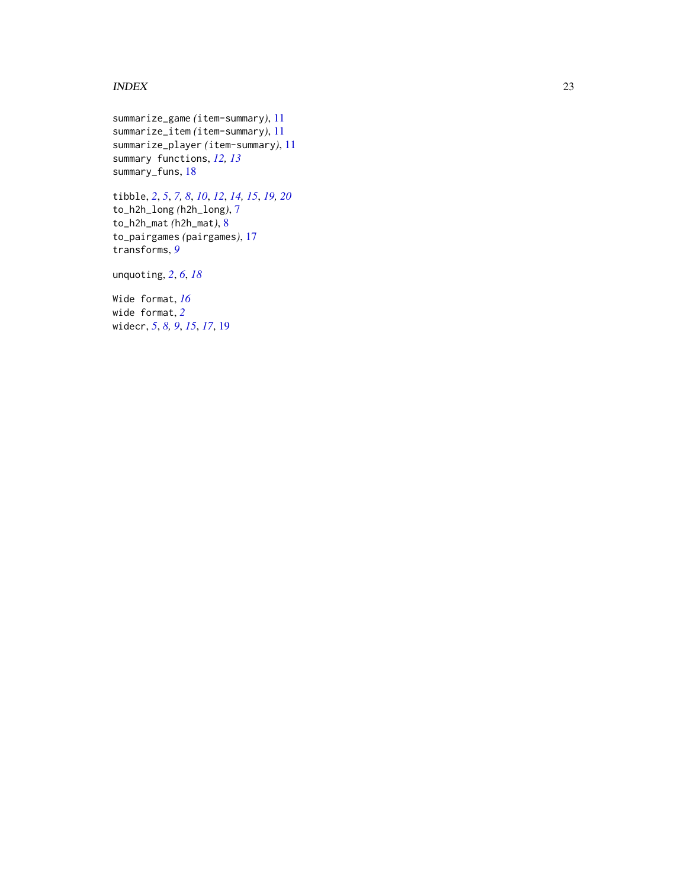summarize_game *(*item-summary*)*, 11
summarize_item *(*item-summary*)*, 11
summarize_player *(*item-summary*)*, 11
summary functions, *12, 13*
summary_funs, 18

tibble, *2*, *5*, *7, 8*, *10*, *12*, *14, 15*, *19, 20*
to_h2h_long *(*h2h_long*)*, 7
to_h2h_mat *(*h2h_mat*)*, 8
to_pairgames *(*pairgames*)*, 17
transforms, *9*

unquoting, *2*, *6*, *18*

Wide format, *16*
wide format, *2*
widecr, *5*, *8, 9*, *15*, *17*, 19